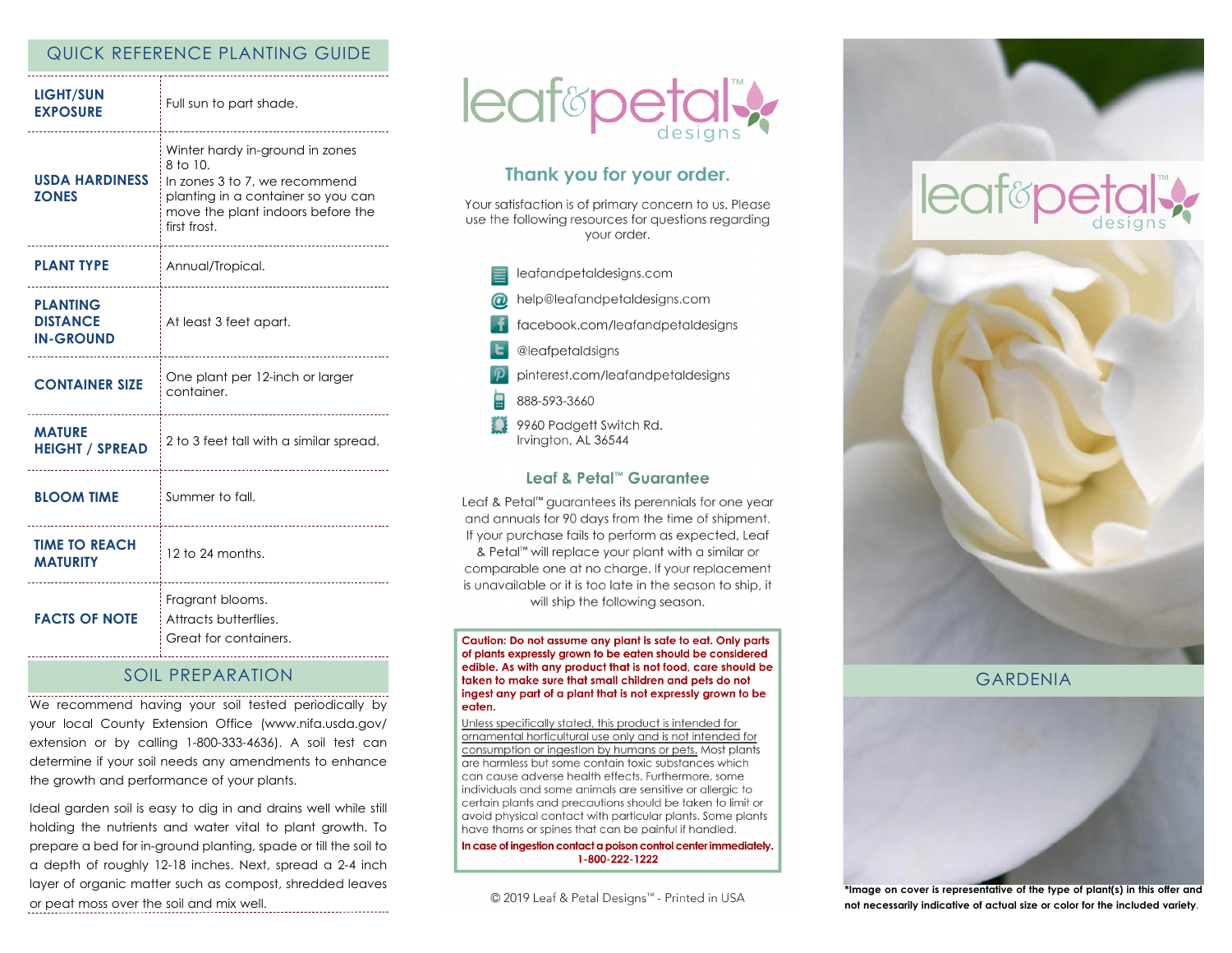## QUICK REFERENCE PLANTING GUIDE

| | |
|---|---|
| **LIGHT/SUN EXPOSURE** | Full sun to part shade. |
| **USDA HARDINESS ZONES** | Winter hardy in-ground in zones 8 to 10. In zones 3 to 7, we recommend planting in a container so you can move the plant indoors before the first frost. |
| **PLANT TYPE** | Annual/Tropical. |
| **PLANTING DISTANCE IN-GROUND** | At least 3 feet apart. |
| **CONTAINER SIZE** | One plant per 12-inch or larger container. |
| **MATURE HEIGHT / SPREAD** | 2 to 3 feet tall with a similar spread. |
| **BLOOM TIME** | Summer to fall. |
| **TIME TO REACH MATURITY** | 12 to 24 months. |
| **FACTS OF NOTE** | Fragrant blooms. Attracts butterflies. Great for containers. |

## SOIL PREPARATION

We recommend having your soil tested periodically by your local County Extension Office (www.nifa.usda.gov/extension or by calling 1-800-333-4636). A soil test can determine if your soil needs any amendments to enhance the growth and performance of your plants.

Ideal garden soil is easy to dig in and drains well while still holding the nutrients and water vital to plant growth. To prepare a bed for in-ground planting, spade or till the soil to a depth of roughly 12-18 inches. Next, spread a 2-4 inch layer of organic matter such as compost, shredded leaves or peat moss over the soil and mix well.

leaf&petal™ designs

## Thank you for your order.

Your satisfaction is of primary concern to us. Please use the following resources for questions regarding your order.

- leafandpetaldesigns.com
- help@leafandpetaldesigns.com
- facebook.com/leafandpetaldesigns
- @leafpetaldsigns
- pinterest.com/leafandpetaldesigns
- 888-593-3660
- 9960 Padgett Switch Rd.
  Irvington, AL 36544

### Leaf & Petal™ Guarantee

Leaf & Petal™ guarantees its perennials for one year and annuals for 90 days from the time of shipment. If your purchase fails to perform as expected, Leaf & Petal™ will replace your plant with a similar or comparable one at no charge. If your replacement is unavailable or it is too late in the season to ship, it will ship the following season.

**Caution: Do not assume any plant is safe to eat. Only parts of plants expressly grown to be eaten should be considered edible. As with any product that is not food, care should be taken to make sure that small children and pets do not ingest any part of a plant that is not expressly grown to be eaten.**

Unless specifically stated, this product is intended for ornamental horticultural use only and is not intended for consumption or ingestion by humans or pets. Most plants are harmless but some contain toxic substances which can cause adverse health effects. Furthermore, some individuals and some animals are sensitive or allergic to certain plants and precautions should be taken to limit or avoid physical contact with particular plants. Some plants have thorns or spines that can be painful if handled.

**In case of ingestion contact a poison control center immediately. 1-800-222-1222**

© 2019 Leaf & Petal Designs™ - Printed in USA

leaf&petal™ designs

# GARDENIA

**\*Image on cover is representative of the type of plant(s) in this offer and not necessarily indicative of actual size or color for the included variety.**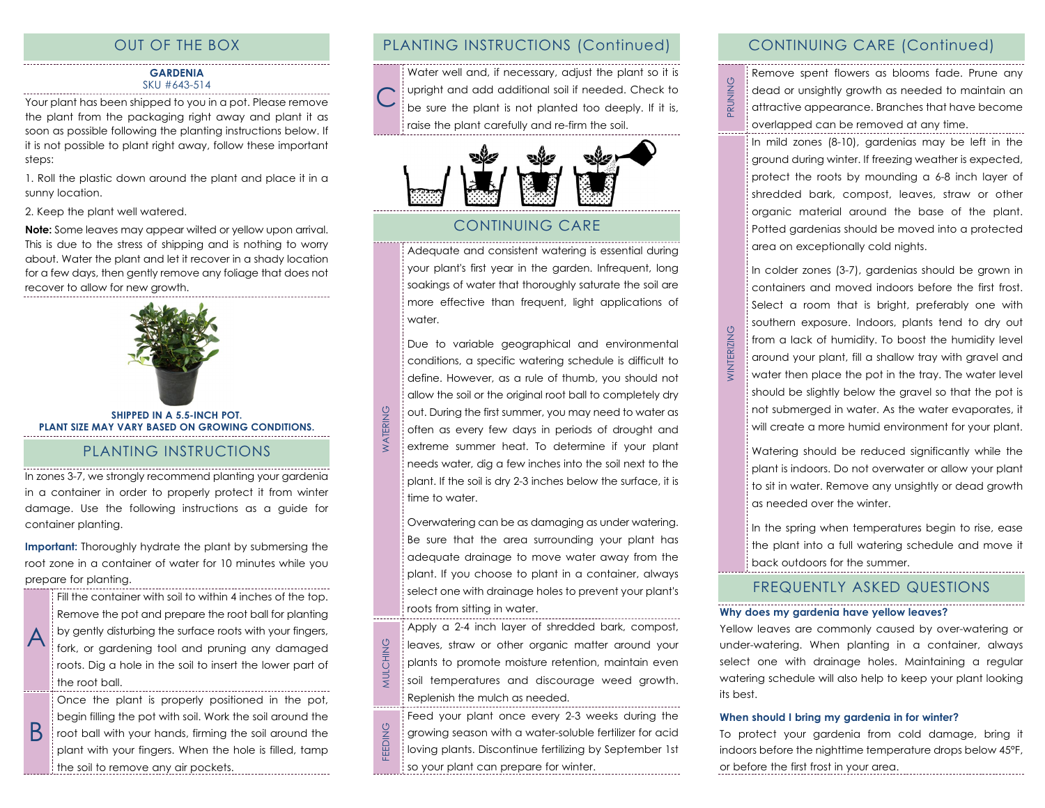## OUT OF THE BOX

**GARDENIA**
SKU #643-514

Your plant has been shipped to you in a pot. Please remove the plant from the packaging right away and plant it as soon as possible following the planting instructions below. If it is not possible to plant right away, follow these important steps:

1. Roll the plastic down around the plant and place it in a sunny location.

2. Keep the plant well watered.

**Note:** Some leaves may appear wilted or yellow upon arrival. This is due to the stress of shipping and is nothing to worry about. Water the plant and let it recover in a shady location for a few days, then gently remove any foliage that does not recover to allow for new growth.

**SHIPPED IN A 5.5-INCH POT.**
**PLANT SIZE MAY VARY BASED ON GROWING CONDITIONS.**

## PLANTING INSTRUCTIONS

In zones 3-7, we strongly recommend planting your gardenia in a container in order to properly protect it from winter damage. Use the following instructions as a guide for container planting.

**Important:** Thoroughly hydrate the plant by submersing the root zone in a container of water for 10 minutes while you prepare for planting.

**A** Fill the container with soil to within 4 inches of the top. Remove the pot and prepare the root ball for planting by gently disturbing the surface roots with your fingers, fork, or gardening tool and pruning any damaged roots. Dig a hole in the soil to insert the lower part of the root ball.

**B** Once the plant is properly positioned in the pot, begin filling the pot with soil. Work the soil around the root ball with your hands, firming the soil around the plant with your fingers. When the hole is filled, tamp the soil to remove any air pockets.

## PLANTING INSTRUCTIONS (Continued)

**C** Water well and, if necessary, adjust the plant so it is upright and add additional soil if needed. Check to be sure the plant is not planted too deeply. If it is, raise the plant carefully and re-firm the soil.

## CONTINUING CARE

### WATERING

Adequate and consistent watering is essential during your plant's first year in the garden. Infrequent, long soakings of water that thoroughly saturate the soil are more effective than frequent, light applications of water.

Due to variable geographical and environmental conditions, a specific watering schedule is difficult to define. However, as a rule of thumb, you should not allow the soil or the original root ball to completely dry out. During the first summer, you may need to water as often as every few days in periods of drought and extreme summer heat. To determine if your plant needs water, dig a few inches into the soil next to the plant. If the soil is dry 2-3 inches below the surface, it is time to water.

Overwatering can be as damaging as under watering. Be sure that the area surrounding your plant has adequate drainage to move water away from the plant. If you choose to plant in a container, always select one with drainage holes to prevent your plant's roots from sitting in water.

### MULCHING

Apply a 2-4 inch layer of shredded bark, compost, leaves, straw or other organic matter around your plants to promote moisture retention, maintain even soil temperatures and discourage weed growth. Replenish the mulch as needed.

### FEEDING

Feed your plant once every 2-3 weeks during the growing season with a water-soluble fertilizer for acid loving plants. Discontinue fertilizing by September 1st so your plant can prepare for winter.

## CONTINUING CARE (Continued)

### PRUNING

Remove spent flowers as blooms fade. Prune any dead or unsightly growth as needed to maintain an attractive appearance. Branches that have become overlapped can be removed at any time.

### WINTERIZING

In mild zones (8-10), gardenias may be left in the ground during winter. If freezing weather is expected, protect the roots by mounding a 6-8 inch layer of shredded bark, compost, leaves, straw or other organic material around the base of the plant. Potted gardenias should be moved into a protected area on exceptionally cold nights.

In colder zones (3-7), gardenias should be grown in containers and moved indoors before the first frost. Select a room that is bright, preferably one with southern exposure. Indoors, plants tend to dry out from a lack of humidity. To boost the humidity level around your plant, fill a shallow tray with gravel and water then place the pot in the tray. The water level should be slightly below the gravel so that the pot is not submerged in water. As the water evaporates, it will create a more humid environment for your plant.

Watering should be reduced significantly while the plant is indoors. Do not overwater or allow your plant to sit in water. Remove any unsightly or dead growth as needed over the winter.

In the spring when temperatures begin to rise, ease the plant into a full watering schedule and move it back outdoors for the summer.

## FREQUENTLY ASKED QUESTIONS

**Why does my gardenia have yellow leaves?**

Yellow leaves are commonly caused by over-watering or under-watering. When planting in a container, always select one with drainage holes. Maintaining a regular watering schedule will also help to keep your plant looking its best.

**When should I bring my gardenia in for winter?**

To protect your gardenia from cold damage, bring it indoors before the nighttime temperature drops below 45°F, or before the first frost in your area.